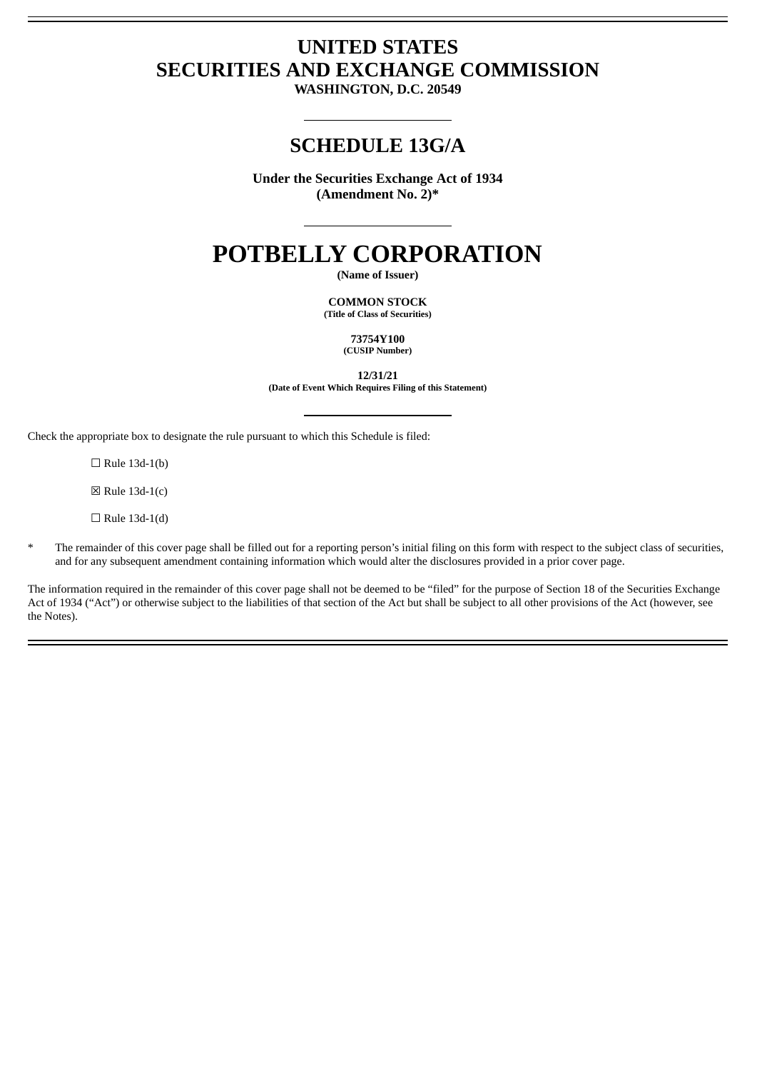# UNITED STATES
# SECURITIES AND EXCHANGE COMMISSION

**WASHINGTON, D.C. 20549**

---

## SCHEDULE 13G/A

**Under the Securities Exchange Act of 1934**
**(Amendment No. 2)***

---

# POTBELLY CORPORATION

**(Name of Issuer)**

**COMMON STOCK**
**(Title of Class of Securities)**

**73754Y100**
**(CUSIP Number)**

**12/31/21**
**(Date of Event Which Requires Filing of this Statement)**

---

Check the appropriate box to designate the rule pursuant to which this Schedule is filed:

☐ Rule 13d-1(b)

☒ Rule 13d-1(c)

☐ Rule 13d-1(d)

\* The remainder of this cover page shall be filled out for a reporting person's initial filing on this form with respect to the subject class of securities, and for any subsequent amendment containing information which would alter the disclosures provided in a prior cover page.

The information required in the remainder of this cover page shall not be deemed to be "filed" for the purpose of Section 18 of the Securities Exchange Act of 1934 ("Act") or otherwise subject to the liabilities of that section of the Act but shall be subject to all other provisions of the Act (however, see the Notes).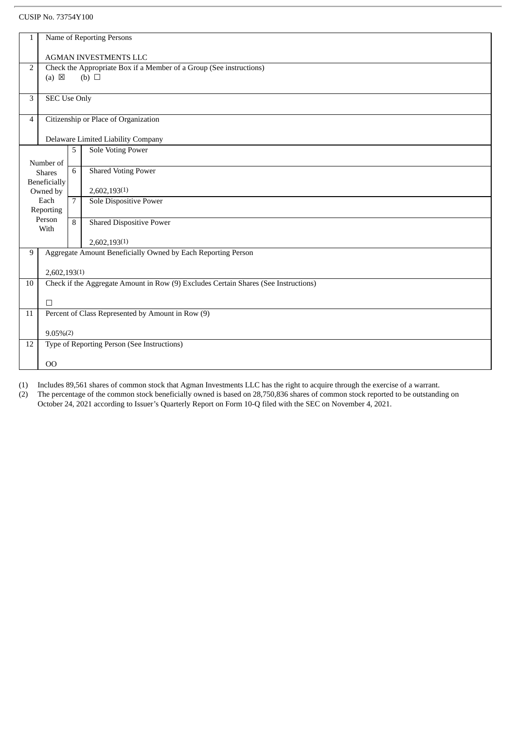CUSIP No. 73754Y100

| | | | |
|---|---|---|---|
| 1 | Name of Reporting Persons<br><br>AGMAN INVESTMENTS LLC | | |
| 2 | Check the Appropriate Box if a Member of a Group (See instructions)<br>(a) ☒ (b) ☐ | | |
| 3 | SEC Use Only | | |
| 4 | Citizenship or Place of Organization<br><br>Delaware Limited Liability Company | | |
| Number of Shares Beneficially Owned by Each Reporting Person With | 5 | Sole Voting Power | |
| | 6 | Shared Voting Power<br><br>2,602,193(1) | |
| | 7 | Sole Dispositive Power | |
| | 8 | Shared Dispositive Power<br><br>2,602,193(1) | |
| 9 | Aggregate Amount Beneficially Owned by Each Reporting Person<br><br>2,602,193(1) | | |
| 10 | Check if the Aggregate Amount in Row (9) Excludes Certain Shares (See Instructions)<br><br>☐ | | |
| 11 | Percent of Class Represented by Amount in Row (9)<br><br>9.05%(2) | | |
| 12 | Type of Reporting Person (See Instructions)<br><br>OO | | |

(1) Includes 89,561 shares of common stock that Agman Investments LLC has the right to acquire through the exercise of a warrant.

(2) The percentage of the common stock beneficially owned is based on 28,750,836 shares of common stock reported to be outstanding on October 24, 2021 according to Issuer's Quarterly Report on Form 10-Q filed with the SEC on November 4, 2021.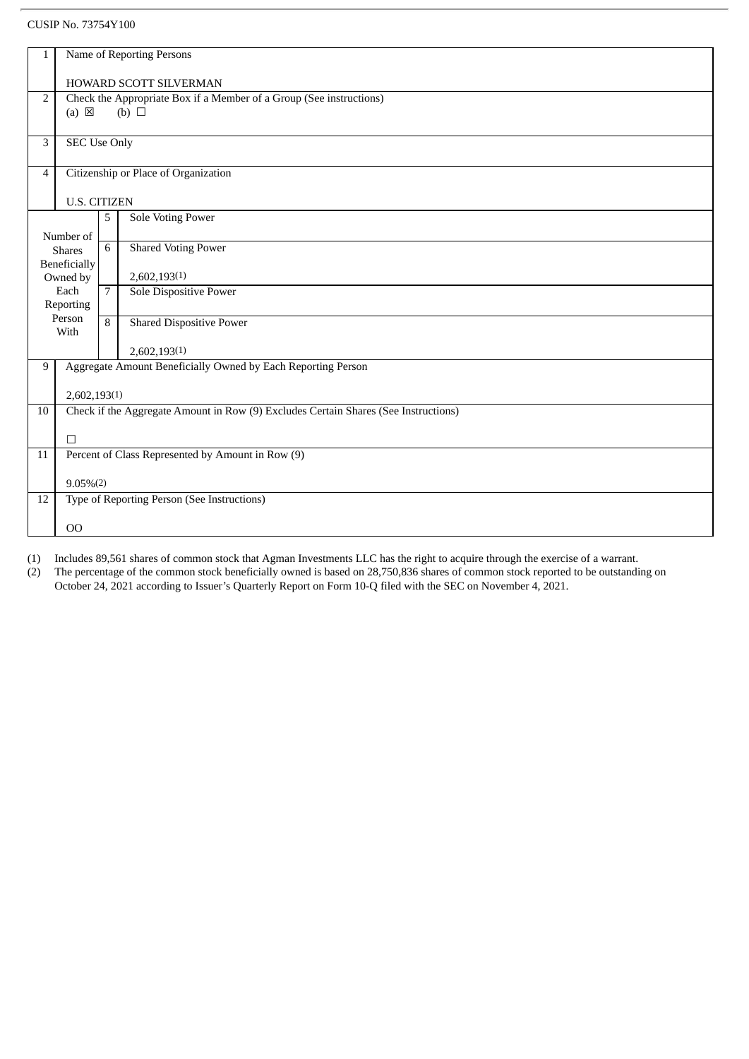CUSIP No. 73754Y100

| | | | |
|---|---|---|---|
| 1 | Name of Reporting Persons<br><br>HOWARD SCOTT SILVERMAN | | |
| 2 | Check the Appropriate Box if a Member of a Group (See instructions)<br>(a) ☒ (b) ☐ | | |
| 3 | SEC Use Only | | |
| 4 | Citizenship or Place of Organization<br><br>U.S. CITIZEN | | |
| Number of Shares Beneficially Owned by Each Reporting Person With | 5 | Sole Voting Power | |
| | 6 | Shared Voting Power<br><br>2,602,193(1) | |
| | 7 | Sole Dispositive Power | |
| | 8 | Shared Dispositive Power<br><br>2,602,193(1) | |
| 9 | Aggregate Amount Beneficially Owned by Each Reporting Person<br><br>2,602,193(1) | | |
| 10 | Check if the Aggregate Amount in Row (9) Excludes Certain Shares (See Instructions)<br><br>☐ | | |
| 11 | Percent of Class Represented by Amount in Row (9)<br><br>9.05%(2) | | |
| 12 | Type of Reporting Person (See Instructions)<br><br>OO | | |

(1) Includes 89,561 shares of common stock that Agman Investments LLC has the right to acquire through the exercise of a warrant.

(2) The percentage of the common stock beneficially owned is based on 28,750,836 shares of common stock reported to be outstanding on October 24, 2021 according to Issuer's Quarterly Report on Form 10-Q filed with the SEC on November 4, 2021.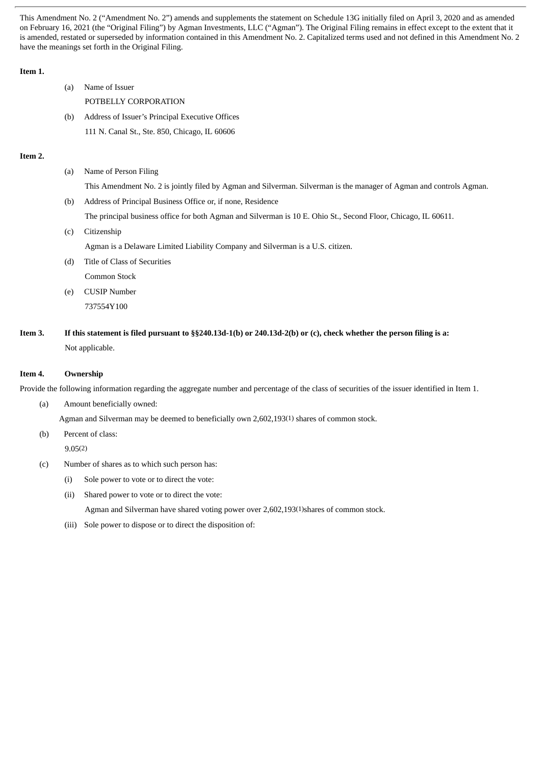This Amendment No. 2 ("Amendment No. 2") amends and supplements the statement on Schedule 13G initially filed on April 3, 2020 and as amended on February 16, 2021 (the "Original Filing") by Agman Investments, LLC ("Agman"). The Original Filing remains in effect except to the extent that it is amended, restated or superseded by information contained in this Amendment No. 2. Capitalized terms used and not defined in this Amendment No. 2 have the meanings set forth in the Original Filing.

**Item 1.**

(a) Name of Issuer

POTBELLY CORPORATION

(b) Address of Issuer's Principal Executive Offices

111 N. Canal St., Ste. 850, Chicago, IL 60606

**Item 2.**

(a) Name of Person Filing

This Amendment No. 2 is jointly filed by Agman and Silverman. Silverman is the manager of Agman and controls Agman.

(b) Address of Principal Business Office or, if none, Residence

The principal business office for both Agman and Silverman is 10 E. Ohio St., Second Floor, Chicago, IL 60611.

(c) Citizenship

Agman is a Delaware Limited Liability Company and Silverman is a U.S. citizen.

(d) Title of Class of Securities

Common Stock

(e) CUSIP Number

737554Y100

**Item 3. If this statement is filed pursuant to §§240.13d-1(b) or 240.13d-2(b) or (c), check whether the person filing is a:**

Not applicable.

**Item 4. Ownership**

Provide the following information regarding the aggregate number and percentage of the class of securities of the issuer identified in Item 1.

(a) Amount beneficially owned:

Agman and Silverman may be deemed to beneficially own 2,602,193(1) shares of common stock.

(b) Percent of class:

9.05(2)

(c) Number of shares as to which such person has:

(i) Sole power to vote or to direct the vote:

(ii) Shared power to vote or to direct the vote:

Agman and Silverman have shared voting power over 2,602,193(1) shares of common stock.

(iii) Sole power to dispose or to direct the disposition of: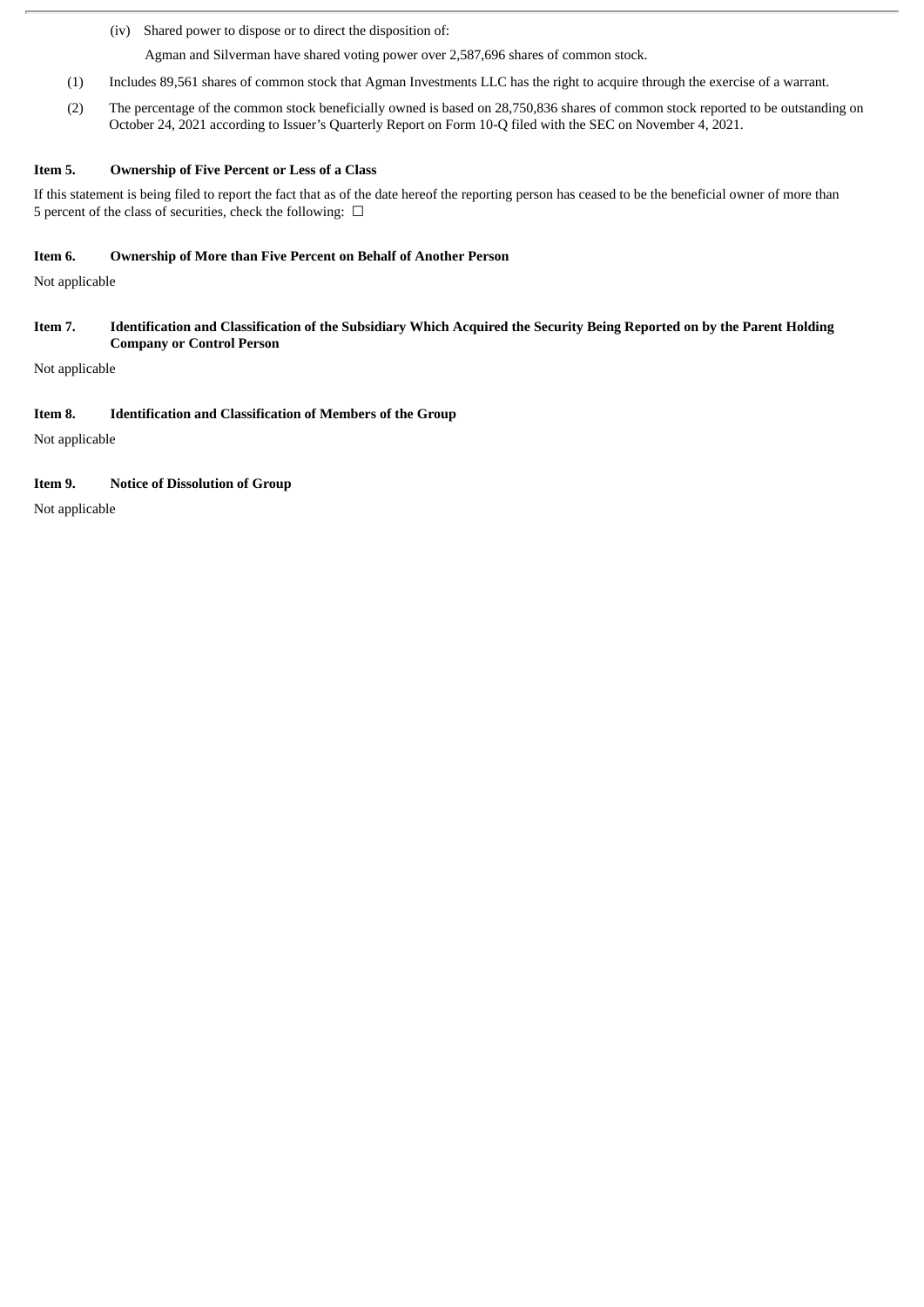(iv) Shared power to dispose or to direct the disposition of:

Agman and Silverman have shared voting power over 2,587,696 shares of common stock.

(1) Includes 89,561 shares of common stock that Agman Investments LLC has the right to acquire through the exercise of a warrant.

(2) The percentage of the common stock beneficially owned is based on 28,750,836 shares of common stock reported to be outstanding on October 24, 2021 according to Issuer's Quarterly Report on Form 10-Q filed with the SEC on November 4, 2021.

**Item 5. Ownership of Five Percent or Less of a Class**

If this statement is being filed to report the fact that as of the date hereof the reporting person has ceased to be the beneficial owner of more than 5 percent of the class of securities, check the following: ☐

**Item 6. Ownership of More than Five Percent on Behalf of Another Person**

Not applicable

**Item 7. Identification and Classification of the Subsidiary Which Acquired the Security Being Reported on by the Parent Holding Company or Control Person**

Not applicable

**Item 8. Identification and Classification of Members of the Group**

Not applicable

**Item 9. Notice of Dissolution of Group**

Not applicable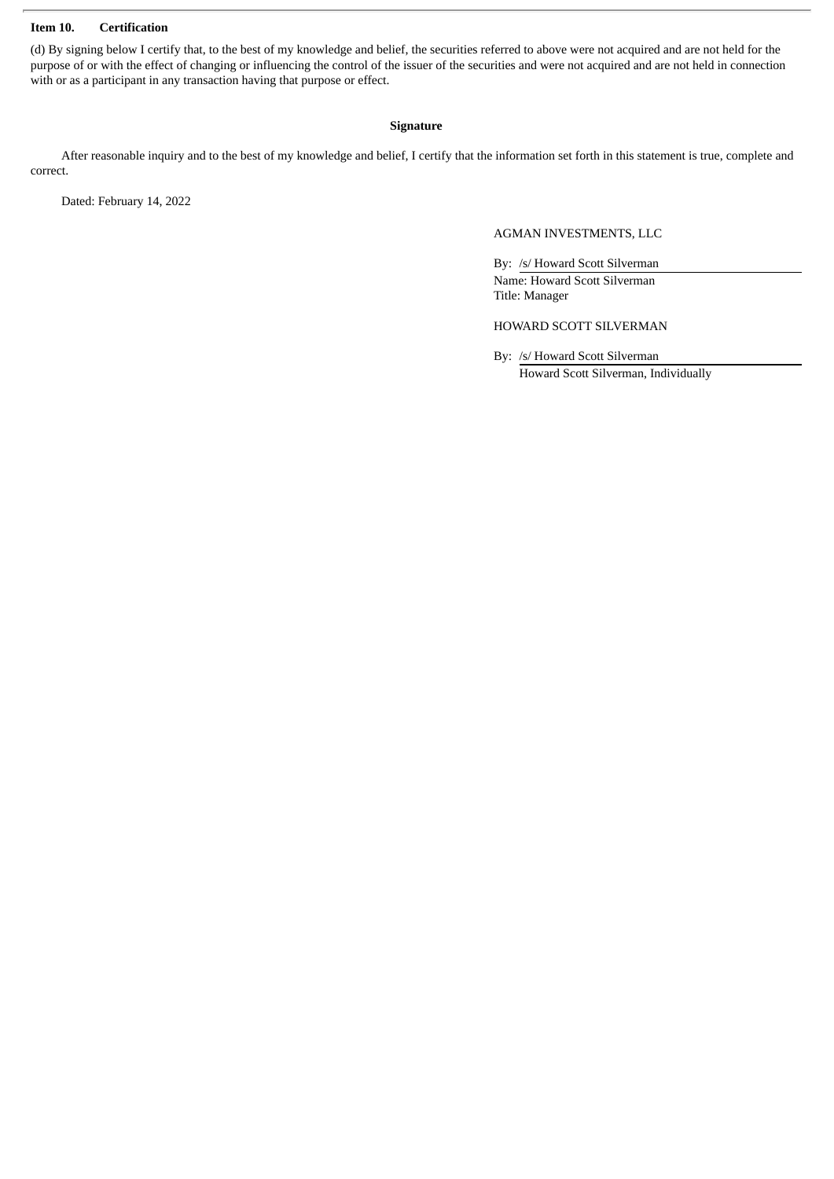**Item 10. Certification**

(d) By signing below I certify that, to the best of my knowledge and belief, the securities referred to above were not acquired and are not held for the purpose of or with the effect of changing or influencing the control of the issuer of the securities and were not acquired and are not held in connection with or as a participant in any transaction having that purpose or effect.

**Signature**

After reasonable inquiry and to the best of my knowledge and belief, I certify that the information set forth in this statement is true, complete and correct.

Dated: February 14, 2022

AGMAN INVESTMENTS, LLC

By: /s/ Howard Scott Silverman
Name: Howard Scott Silverman
Title: Manager

HOWARD SCOTT SILVERMAN

By: /s/ Howard Scott Silverman
Howard Scott Silverman, Individually